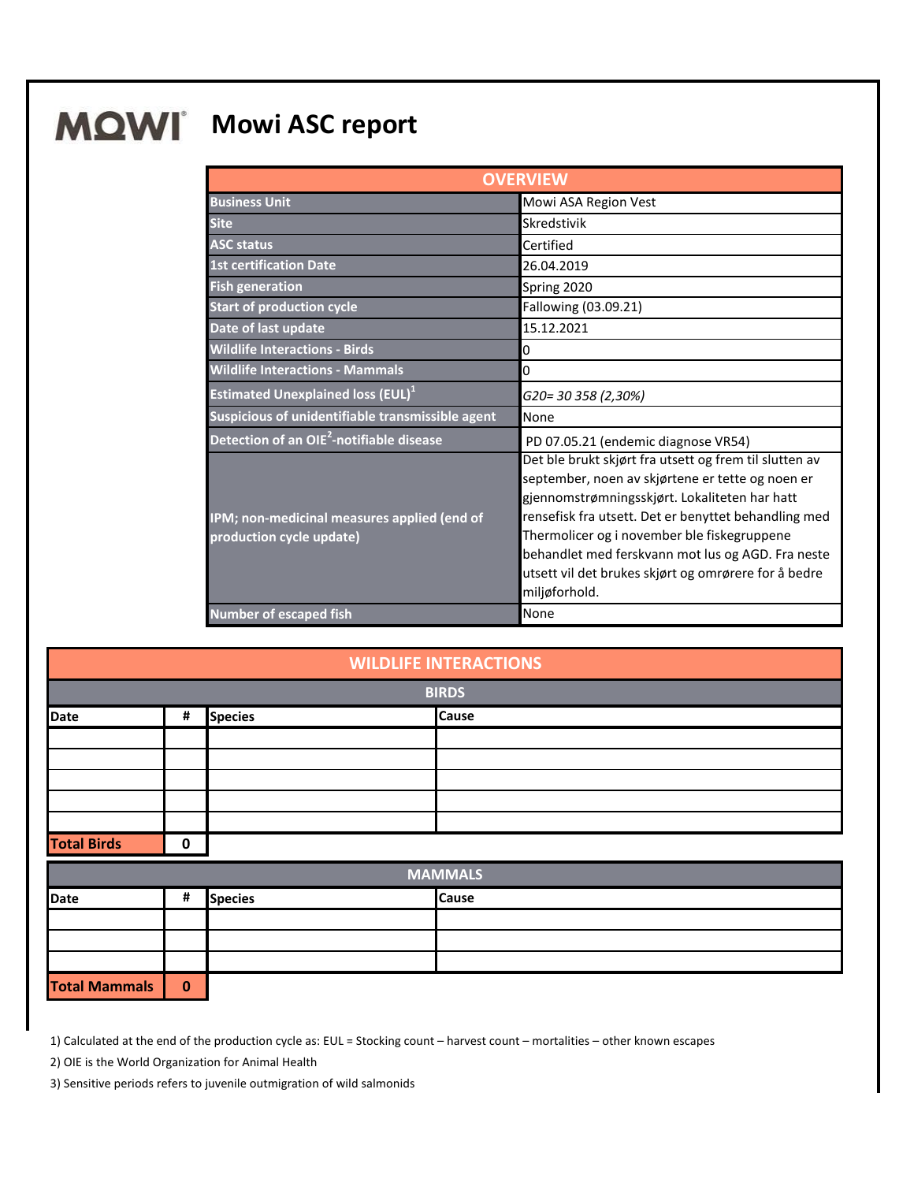# MOWI Mowi ASC report

| OVERVIEW | |
|---|---|
| Business Unit | Mowi ASA Region Vest |
| Site | Skredstivik |
| ASC status | Certified |
| 1st certification Date | 26.04.2019 |
| Fish generation | Spring 2020 |
| Start of production cycle | Fallowing (03.09.21) |
| Date of last update | 15.12.2021 |
| Wildlife Interactions - Birds | 0 |
| Wildlife Interactions - Mammals | 0 |
| Estimated Unexplained loss (EUL)[1] | *G20= 30 358 (2,30%)* |
| Suspicious of unidentifiable transmissible agent | None |
| Detection of an OIE[2]-notifiable disease | PD 07.05.21 (endemic diagnose VR54) |
| IPM; non-medicinal measures applied (end of production cycle update) | Det ble brukt skjørt fra utsett og frem til slutten av september, noen av skjørtene er tette og noen er gjennomstrømningsskjørt. Lokaliteten har hatt rensefisk fra utsett. Det er benyttet behandling med Thermolicer og i november ble fiskegruppene behandlet med ferskvann mot lus og AGD. Fra neste utsett vil det brukes skjørt og omrørere for å bedre miljøforhold. |
| Number of escaped fish | None |

## WILDLIFE INTERACTIONS

### BIRDS

| Date | # | Species | Cause |
|---|---|---|---|
| | | | |
| | | | |
| | | | |
| | | | |
| | | | |
| **Total Birds** | **0** | | |

### MAMMALS

| Date | # | Species | Cause |
|---|---|---|---|
| | | | |
| | | | |
| | | | |
| **Total Mammals** | **0** | | |

1) Calculated at the end of the production cycle as: EUL = Stocking count – harvest count – mortalities – other known escapes

2) OIE is the World Organization for Animal Health

3) Sensitive periods refers to juvenile outmigration of wild salmonids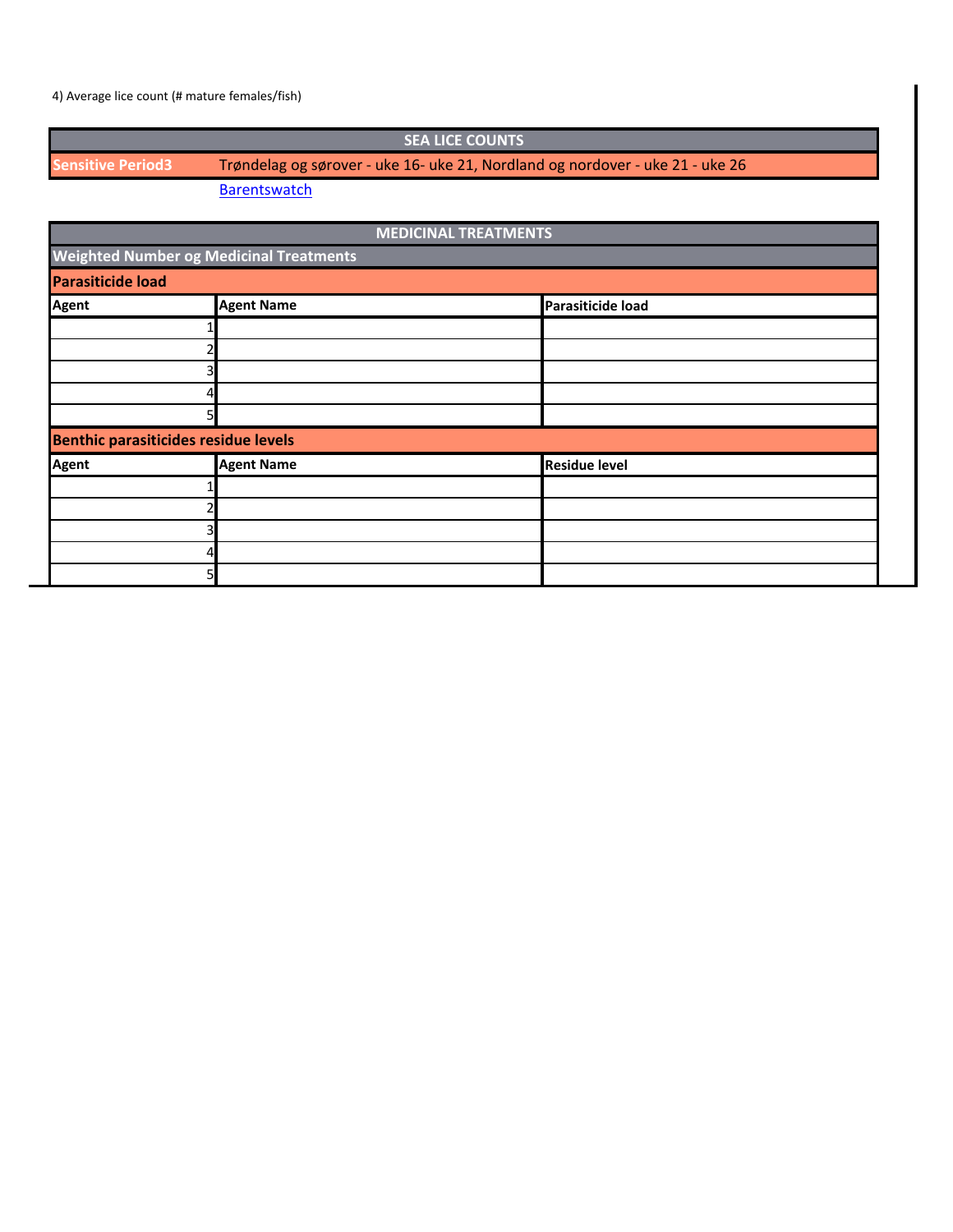4) Average lice count (# mature females/fish)

## SEA LICE COUNTS

| | |
|---|---|
| **Sensitive Period3** | Trøndelag og sørover - uke 16- uke 21, Nordland og nordover - uke 21 - uke 26 |
| | Barentswatch |

## MEDICINAL TREATMENTS

### Weighted Number og Medicinal Treatments

#### Parasiticide load

| Agent | Agent Name | Parasiticide load |
|---|---|---|
| 1 | | |
| 2 | | |
| 3 | | |
| 4 | | |
| 5 | | |

#### Benthic parasiticides residue levels

| Agent | Agent Name | Residue level |
|---|---|---|
| 1 | | |
| 2 | | |
| 3 | | |
| 4 | | |
| 5 | | |